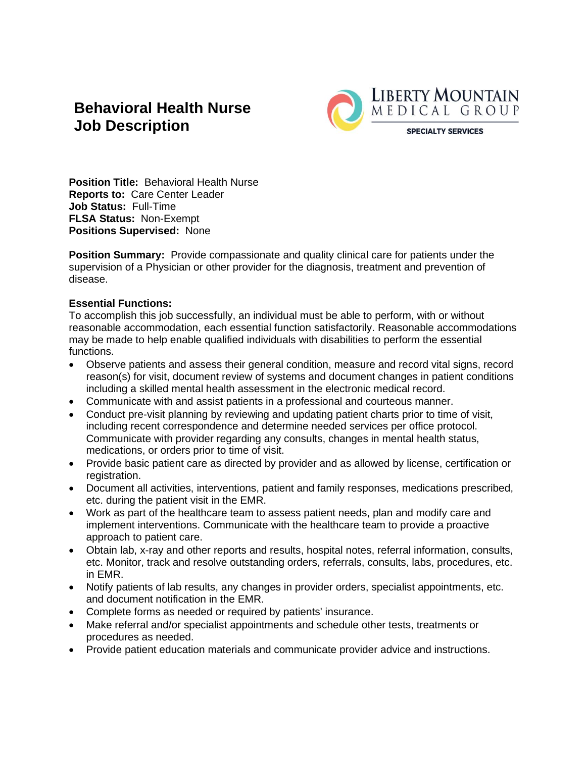# Behavioral Health Nurse Job Description

LIBERTY MOUNTAIN MEDICAL GROUP
SPECIALTY SERVICES

**Position Title:** Behavioral Health Nurse
**Reports to:** Care Center Leader
**Job Status:** Full-Time
**FLSA Status:** Non-Exempt
**Positions Supervised:** None

**Position Summary:** Provide compassionate and quality clinical care for patients under the supervision of a Physician or other provider for the diagnosis, treatment and prevention of disease.

**Essential Functions:**
To accomplish this job successfully, an individual must be able to perform, with or without reasonable accommodation, each essential function satisfactorily. Reasonable accommodations may be made to help enable qualified individuals with disabilities to perform the essential functions.

- Observe patients and assess their general condition, measure and record vital signs, record reason(s) for visit, document review of systems and document changes in patient conditions including a skilled mental health assessment in the electronic medical record.
- Communicate with and assist patients in a professional and courteous manner.
- Conduct pre-visit planning by reviewing and updating patient charts prior to time of visit, including recent correspondence and determine needed services per office protocol. Communicate with provider regarding any consults, changes in mental health status, medications, or orders prior to time of visit.
- Provide basic patient care as directed by provider and as allowed by license, certification or registration.
- Document all activities, interventions, patient and family responses, medications prescribed, etc. during the patient visit in the EMR.
- Work as part of the healthcare team to assess patient needs, plan and modify care and implement interventions. Communicate with the healthcare team to provide a proactive approach to patient care.
- Obtain lab, x-ray and other reports and results, hospital notes, referral information, consults, etc. Monitor, track and resolve outstanding orders, referrals, consults, labs, procedures, etc. in EMR.
- Notify patients of lab results, any changes in provider orders, specialist appointments, etc. and document notification in the EMR.
- Complete forms as needed or required by patients' insurance.
- Make referral and/or specialist appointments and schedule other tests, treatments or procedures as needed.
- Provide patient education materials and communicate provider advice and instructions.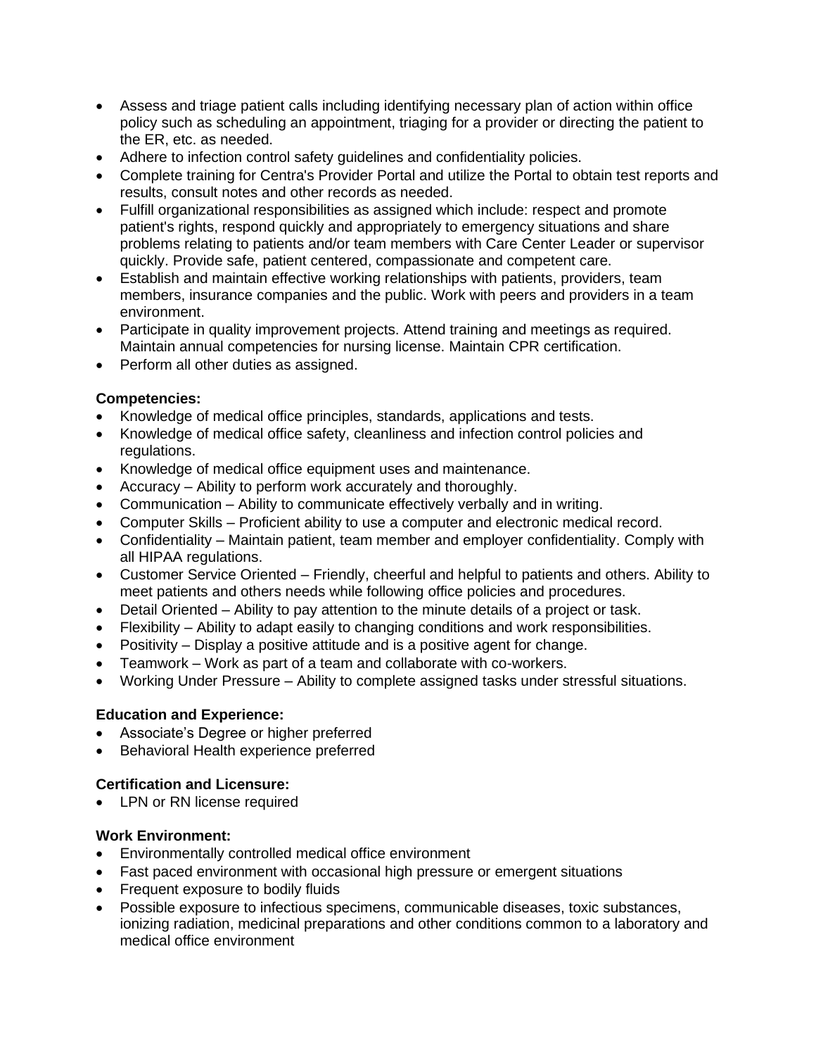- Assess and triage patient calls including identifying necessary plan of action within office policy such as scheduling an appointment, triaging for a provider or directing the patient to the ER, etc. as needed.
- Adhere to infection control safety guidelines and confidentiality policies.
- Complete training for Centra's Provider Portal and utilize the Portal to obtain test reports and results, consult notes and other records as needed.
- Fulfill organizational responsibilities as assigned which include: respect and promote patient's rights, respond quickly and appropriately to emergency situations and share problems relating to patients and/or team members with Care Center Leader or supervisor quickly. Provide safe, patient centered, compassionate and competent care.
- Establish and maintain effective working relationships with patients, providers, team members, insurance companies and the public. Work with peers and providers in a team environment.
- Participate in quality improvement projects. Attend training and meetings as required. Maintain annual competencies for nursing license. Maintain CPR certification.
- Perform all other duties as assigned.

**Competencies:**

- Knowledge of medical office principles, standards, applications and tests.
- Knowledge of medical office safety, cleanliness and infection control policies and regulations.
- Knowledge of medical office equipment uses and maintenance.
- Accuracy – Ability to perform work accurately and thoroughly.
- Communication – Ability to communicate effectively verbally and in writing.
- Computer Skills – Proficient ability to use a computer and electronic medical record.
- Confidentiality – Maintain patient, team member and employer confidentiality. Comply with all HIPAA regulations.
- Customer Service Oriented – Friendly, cheerful and helpful to patients and others. Ability to meet patients and others needs while following office policies and procedures.
- Detail Oriented – Ability to pay attention to the minute details of a project or task.
- Flexibility – Ability to adapt easily to changing conditions and work responsibilities.
- Positivity – Display a positive attitude and is a positive agent for change.
- Teamwork – Work as part of a team and collaborate with co-workers.
- Working Under Pressure – Ability to complete assigned tasks under stressful situations.

**Education and Experience:**

- Associate's Degree or higher preferred
- Behavioral Health experience preferred

**Certification and Licensure:**

- LPN or RN license required

**Work Environment:**

- Environmentally controlled medical office environment
- Fast paced environment with occasional high pressure or emergent situations
- Frequent exposure to bodily fluids
- Possible exposure to infectious specimens, communicable diseases, toxic substances, ionizing radiation, medicinal preparations and other conditions common to a laboratory and medical office environment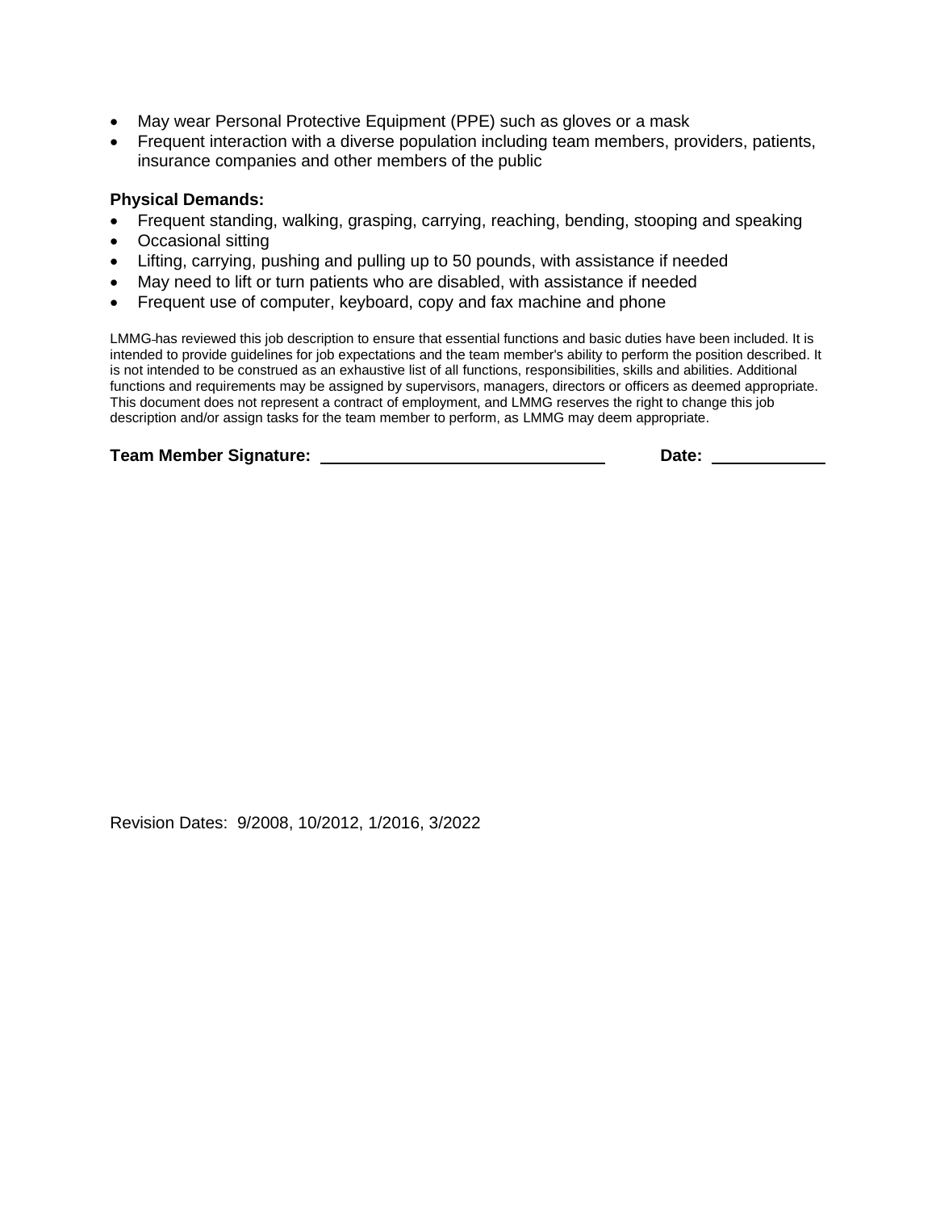- May wear Personal Protective Equipment (PPE) such as gloves or a mask
- Frequent interaction with a diverse population including team members, providers, patients, insurance companies and other members of the public

**Physical Demands:**

- Frequent standing, walking, grasping, carrying, reaching, bending, stooping and speaking
- Occasional sitting
- Lifting, carrying, pushing and pulling up to 50 pounds, with assistance if needed
- May need to lift or turn patients who are disabled, with assistance if needed
- Frequent use of computer, keyboard, copy and fax machine and phone

LMMG has reviewed this job description to ensure that essential functions and basic duties have been included. It is intended to provide guidelines for job expectations and the team member's ability to perform the position described. It is not intended to be construed as an exhaustive list of all functions, responsibilities, skills and abilities. Additional functions and requirements may be assigned by supervisors, managers, directors or officers as deemed appropriate. This document does not represent a contract of employment, and LMMG reserves the right to change this job description and/or assign tasks for the team member to perform, as LMMG may deem appropriate.

**Team Member Signature:** ______________________________ **Date:** ____________

Revision Dates: 9/2008, 10/2012, 1/2016, 3/2022